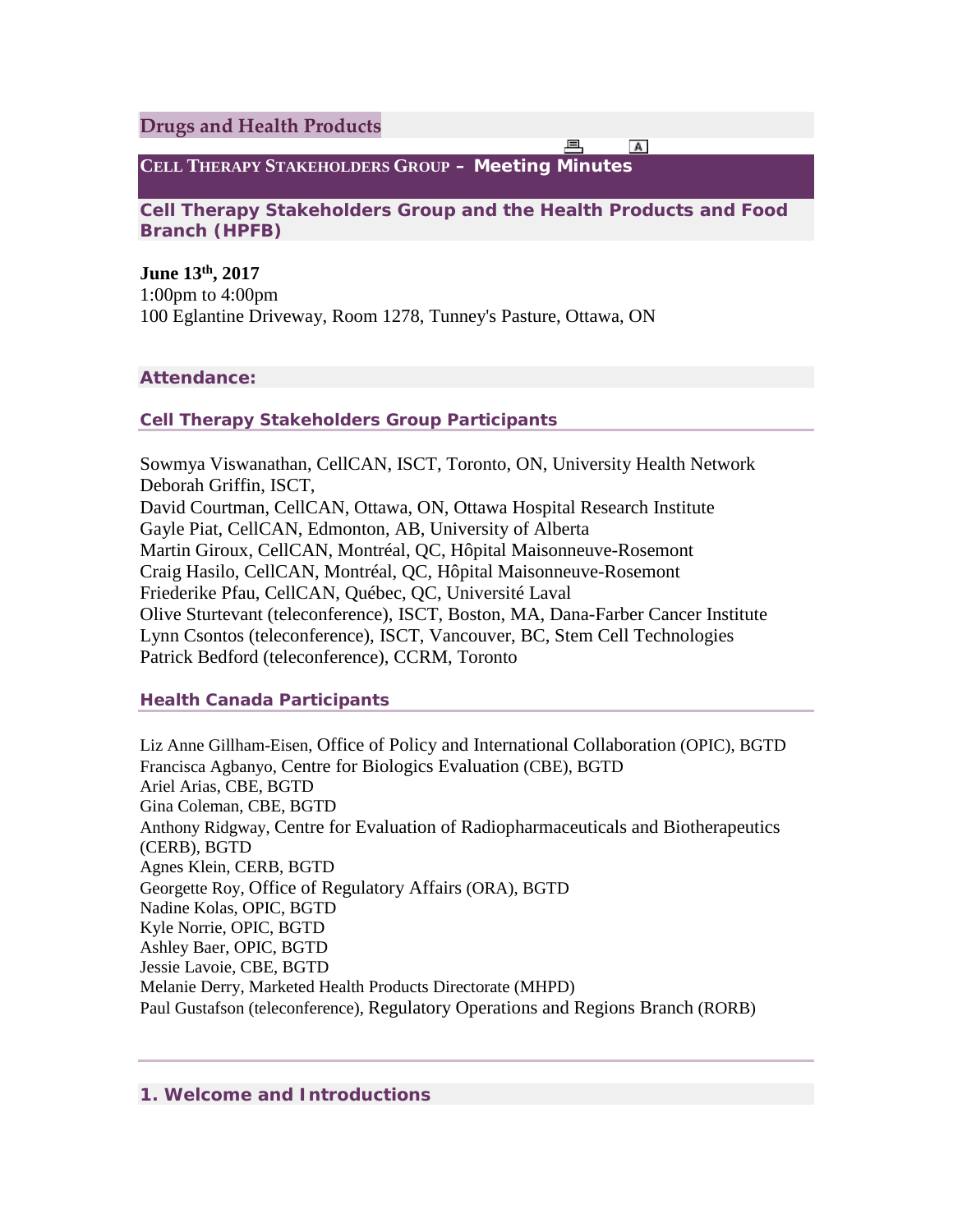## Drugs and Health Products

# CELL THERAPY STAKEHOLDERS GROUP – Meeting Minutes

## Cell Therapy Stakeholders Group and the Health Products and Food Branch (HPFB)

**June 13th, 2017**
1:00pm to 4:00pm
100 Eglantine Driveway, Room 1278, Tunney's Pasture, Ottawa, ON

### Attendance:

### Cell Therapy Stakeholders Group Participants

Sowmya Viswanathan, CellCAN, ISCT, Toronto, ON, University Health Network
Deborah Griffin, ISCT,
David Courtman, CellCAN, Ottawa, ON, Ottawa Hospital Research Institute
Gayle Piat, CellCAN, Edmonton, AB, University of Alberta
Martin Giroux, CellCAN, Montréal, QC, Hôpital Maisonneuve-Rosemont
Craig Hasilo, CellCAN, Montréal, QC, Hôpital Maisonneuve-Rosemont
Friederike Pfau, CellCAN, Québec, QC, Université Laval
Olive Sturtevant (teleconference), ISCT, Boston, MA, Dana-Farber Cancer Institute
Lynn Csontos (teleconference), ISCT, Vancouver, BC, Stem Cell Technologies
Patrick Bedford (teleconference), CCRM, Toronto

### Health Canada Participants

Liz Anne Gillham-Eisen, Office of Policy and International Collaboration (OPIC), BGTD
Francisca Agbanyo, Centre for Biologics Evaluation (CBE), BGTD
Ariel Arias, CBE, BGTD
Gina Coleman, CBE, BGTD
Anthony Ridgway, Centre for Evaluation of Radiopharmaceuticals and Biotherapeutics (CERB), BGTD
Agnes Klein, CERB, BGTD
Georgette Roy, Office of Regulatory Affairs (ORA), BGTD
Nadine Kolas, OPIC, BGTD
Kyle Norrie, OPIC, BGTD
Ashley Baer, OPIC, BGTD
Jessie Lavoie, CBE, BGTD
Melanie Derry, Marketed Health Products Directorate (MHPD)
Paul Gustafson (teleconference), Regulatory Operations and Regions Branch (RORB)

---

### 1. Welcome and Introductions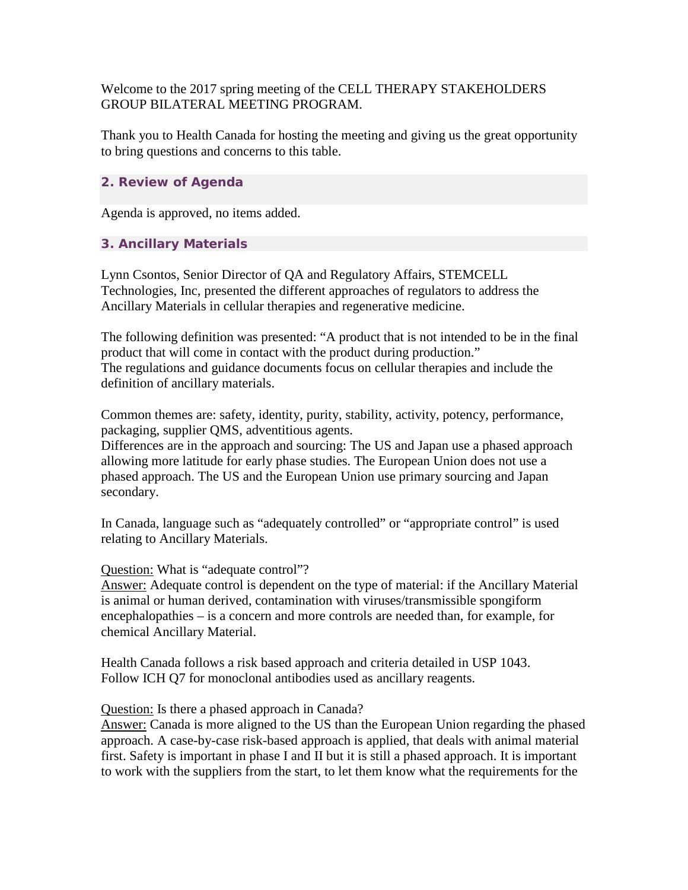Welcome to the 2017 spring meeting of the CELL THERAPY STAKEHOLDERS GROUP BILATERAL MEETING PROGRAM.

Thank you to Health Canada for hosting the meeting and giving us the great opportunity to bring questions and concerns to this table.

## 2. Review of Agenda

Agenda is approved, no items added.

## 3. Ancillary Materials

Lynn Csontos, Senior Director of QA and Regulatory Affairs, STEMCELL Technologies, Inc, presented the different approaches of regulators to address the Ancillary Materials in cellular therapies and regenerative medicine.

The following definition was presented: "A product that is not intended to be in the final product that will come in contact with the product during production."
The regulations and guidance documents focus on cellular therapies and include the definition of ancillary materials.

Common themes are: safety, identity, purity, stability, activity, potency, performance, packaging, supplier QMS, adventitious agents.
Differences are in the approach and sourcing: The US and Japan use a phased approach allowing more latitude for early phase studies. The European Union does not use a phased approach. The US and the European Union use primary sourcing and Japan secondary.

In Canada, language such as "adequately controlled" or "appropriate control" is used relating to Ancillary Materials.

Question: What is "adequate control"?
Answer: Adequate control is dependent on the type of material: if the Ancillary Material is animal or human derived, contamination with viruses/transmissible spongiform encephalopathies – is a concern and more controls are needed than, for example, for chemical Ancillary Material.

Health Canada follows a risk based approach and criteria detailed in USP 1043.
Follow ICH Q7 for monoclonal antibodies used as ancillary reagents.

Question: Is there a phased approach in Canada?
Answer: Canada is more aligned to the US than the European Union regarding the phased approach. A case-by-case risk-based approach is applied, that deals with animal material first. Safety is important in phase I and II but it is still a phased approach. It is important to work with the suppliers from the start, to let them know what the requirements for the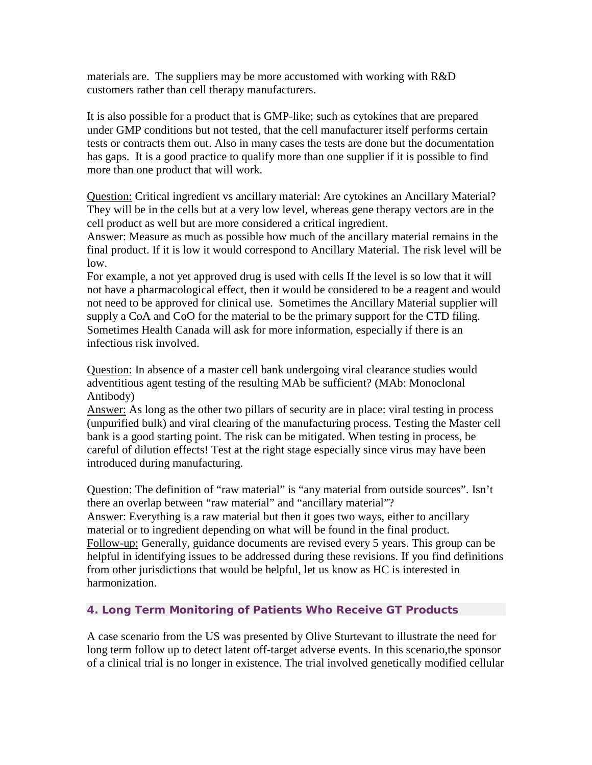materials are. The suppliers may be more accustomed with working with R&D customers rather than cell therapy manufacturers.

It is also possible for a product that is GMP-like; such as cytokines that are prepared under GMP conditions but not tested, that the cell manufacturer itself performs certain tests or contracts them out. Also in many cases the tests are done but the documentation has gaps. It is a good practice to qualify more than one supplier if it is possible to find more than one product that will work.

Question: Critical ingredient vs ancillary material: Are cytokines an Ancillary Material? They will be in the cells but at a very low level, whereas gene therapy vectors are in the cell product as well but are more considered a critical ingredient.

Answer: Measure as much as possible how much of the ancillary material remains in the final product. If it is low it would correspond to Ancillary Material. The risk level will be low.

For example, a not yet approved drug is used with cells If the level is so low that it will not have a pharmacological effect, then it would be considered to be a reagent and would not need to be approved for clinical use. Sometimes the Ancillary Material supplier will supply a CoA and CoO for the material to be the primary support for the CTD filing. Sometimes Health Canada will ask for more information, especially if there is an infectious risk involved.

Question: In absence of a master cell bank undergoing viral clearance studies would adventitious agent testing of the resulting MAb be sufficient? (MAb: Monoclonal Antibody)

Answer: As long as the other two pillars of security are in place: viral testing in process (unpurified bulk) and viral clearing of the manufacturing process. Testing the Master cell bank is a good starting point. The risk can be mitigated. When testing in process, be careful of dilution effects! Test at the right stage especially since virus may have been introduced during manufacturing.

Question: The definition of “raw material” is “any material from outside sources”. Isn’t there an overlap between “raw material” and “ancillary material”?

Answer: Everything is a raw material but then it goes two ways, either to ancillary material or to ingredient depending on what will be found in the final product.

Follow-up: Generally, guidance documents are revised every 5 years. This group can be helpful in identifying issues to be addressed during these revisions. If you find definitions from other jurisdictions that would be helpful, let us know as HC is interested in harmonization.

## 4. Long Term Monitoring of Patients Who Receive GT Products

A case scenario from the US was presented by Olive Sturtevant to illustrate the need for long term follow up to detect latent off-target adverse events. In this scenario,the sponsor of a clinical trial is no longer in existence. The trial involved genetically modified cellular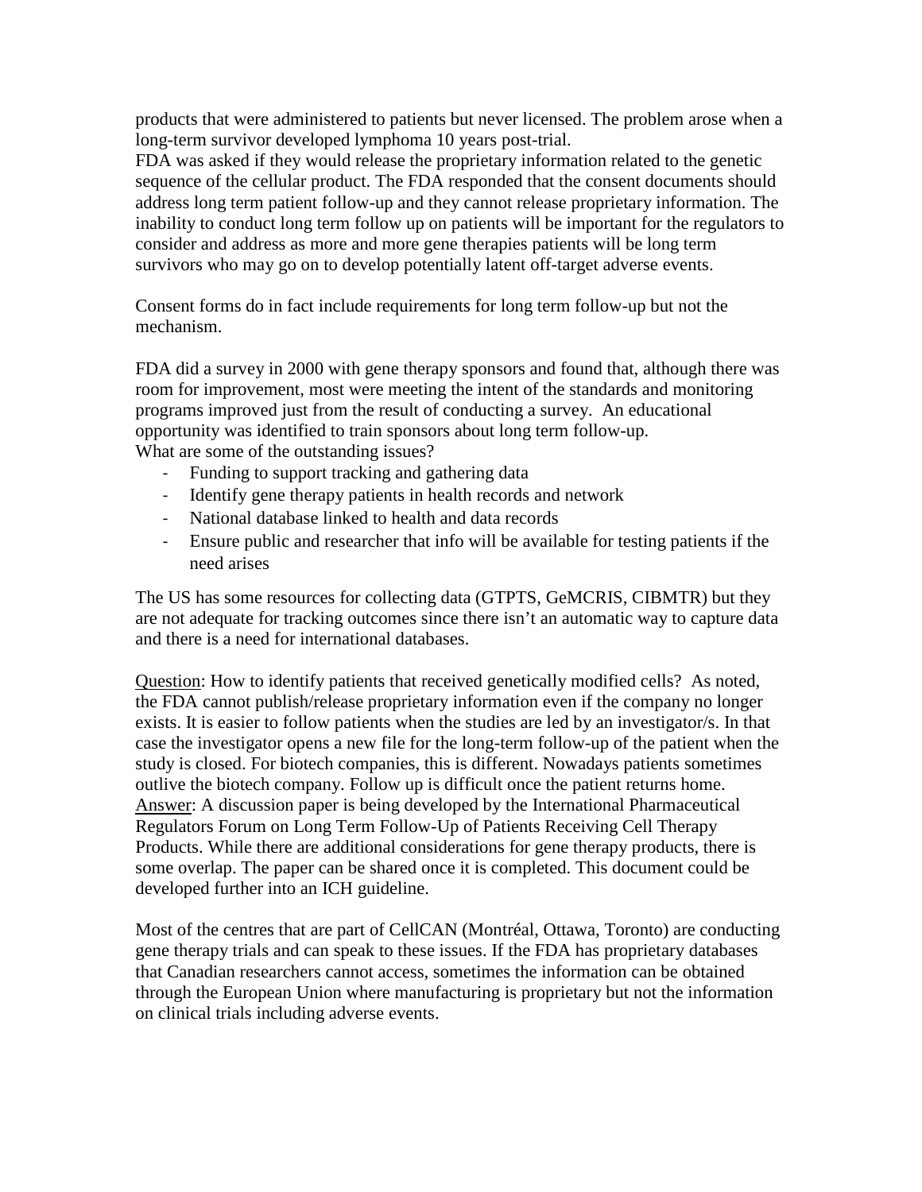products that were administered to patients but never licensed. The problem arose when a long-term survivor developed lymphoma 10 years post-trial.
FDA was asked if they would release the proprietary information related to the genetic sequence of the cellular product. The FDA responded that the consent documents should address long term patient follow-up and they cannot release proprietary information. The inability to conduct long term follow up on patients will be important for the regulators to consider and address as more and more gene therapies patients will be long term survivors who may go on to develop potentially latent off-target adverse events.

Consent forms do in fact include requirements for long term follow-up but not the mechanism.

FDA did a survey in 2000 with gene therapy sponsors and found that, although there was room for improvement, most were meeting the intent of the standards and monitoring programs improved just from the result of conducting a survey. An educational opportunity was identified to train sponsors about long term follow-up.
What are some of the outstanding issues?

- Funding to support tracking and gathering data
- Identify gene therapy patients in health records and network
- National database linked to health and data records
- Ensure public and researcher that info will be available for testing patients if the need arises

The US has some resources for collecting data (GTPTS, GeMCRIS, CIBMTR) but they are not adequate for tracking outcomes since there isn't an automatic way to capture data and there is a need for international databases.

Question: How to identify patients that received genetically modified cells? As noted, the FDA cannot publish/release proprietary information even if the company no longer exists. It is easier to follow patients when the studies are led by an investigator/s. In that case the investigator opens a new file for the long-term follow-up of the patient when the study is closed. For biotech companies, this is different. Nowadays patients sometimes outlive the biotech company. Follow up is difficult once the patient returns home.
Answer: A discussion paper is being developed by the International Pharmaceutical Regulators Forum on Long Term Follow-Up of Patients Receiving Cell Therapy Products. While there are additional considerations for gene therapy products, there is some overlap. The paper can be shared once it is completed. This document could be developed further into an ICH guideline.

Most of the centres that are part of CellCAN (Montréal, Ottawa, Toronto) are conducting gene therapy trials and can speak to these issues. If the FDA has proprietary databases that Canadian researchers cannot access, sometimes the information can be obtained through the European Union where manufacturing is proprietary but not the information on clinical trials including adverse events.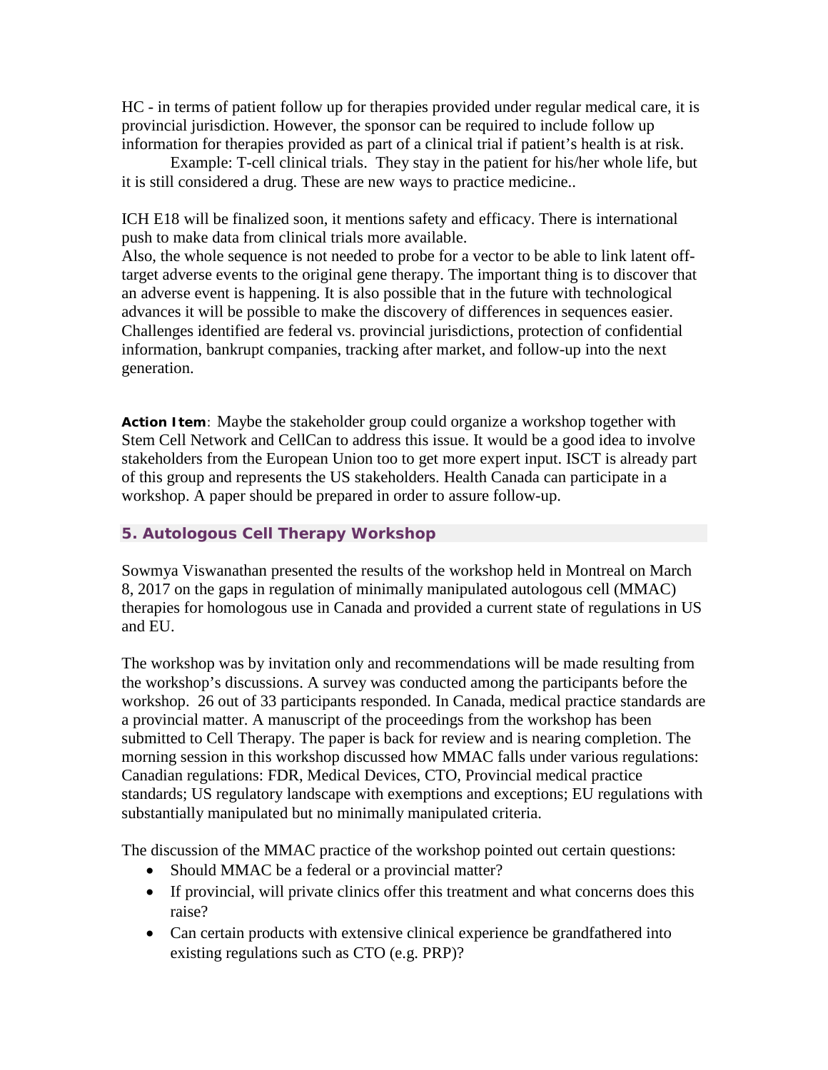HC - in terms of patient follow up for therapies provided under regular medical care, it is provincial jurisdiction. However, the sponsor can be required to include follow up information for therapies provided as part of a clinical trial if patient's health is at risk.

Example: T-cell clinical trials. They stay in the patient for his/her whole life, but it is still considered a drug. These are new ways to practice medicine..

ICH E18 will be finalized soon, it mentions safety and efficacy. There is international push to make data from clinical trials more available.

Also, the whole sequence is not needed to probe for a vector to be able to link latent off-target adverse events to the original gene therapy. The important thing is to discover that an adverse event is happening. It is also possible that in the future with technological advances it will be possible to make the discovery of differences in sequences easier.

Challenges identified are federal vs. provincial jurisdictions, protection of confidential information, bankrupt companies, tracking after market, and follow-up into the next generation.

**Action Item**: Maybe the stakeholder group could organize a workshop together with Stem Cell Network and CellCan to address this issue. It would be a good idea to involve stakeholders from the European Union too to get more expert input. ISCT is already part of this group and represents the US stakeholders. Health Canada can participate in a workshop. A paper should be prepared in order to assure follow-up.

## 5. Autologous Cell Therapy Workshop

Sowmya Viswanathan presented the results of the workshop held in Montreal on March 8, 2017 on the gaps in regulation of minimally manipulated autologous cell (MMAC) therapies for homologous use in Canada and provided a current state of regulations in US and EU.

The workshop was by invitation only and recommendations will be made resulting from the workshop's discussions. A survey was conducted among the participants before the workshop. 26 out of 33 participants responded. In Canada, medical practice standards are a provincial matter. A manuscript of the proceedings from the workshop has been submitted to Cell Therapy. The paper is back for review and is nearing completion. The morning session in this workshop discussed how MMAC falls under various regulations: Canadian regulations: FDR, Medical Devices, CTO, Provincial medical practice standards; US regulatory landscape with exemptions and exceptions; EU regulations with substantially manipulated but no minimally manipulated criteria.

The discussion of the MMAC practice of the workshop pointed out certain questions:

- Should MMAC be a federal or a provincial matter?
- If provincial, will private clinics offer this treatment and what concerns does this raise?
- Can certain products with extensive clinical experience be grandfathered into existing regulations such as CTO (e.g. PRP)?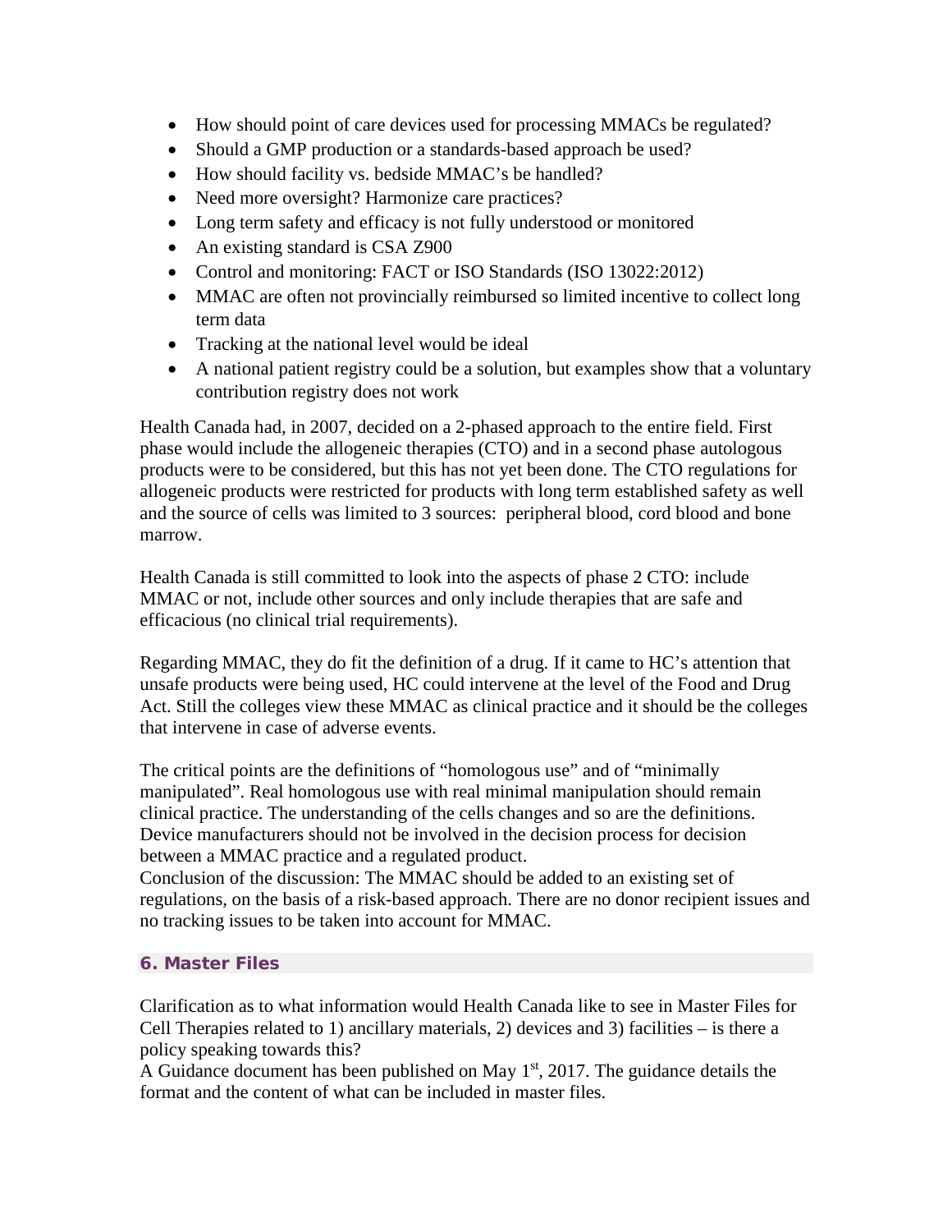- How should point of care devices used for processing MMACs be regulated?
- Should a GMP production or a standards-based approach be used?
- How should facility vs. bedside MMAC's be handled?
- Need more oversight? Harmonize care practices?
- Long term safety and efficacy is not fully understood or monitored
- An existing standard is CSA Z900
- Control and monitoring: FACT or ISO Standards (ISO 13022:2012)
- MMAC are often not provincially reimbursed so limited incentive to collect long term data
- Tracking at the national level would be ideal
- A national patient registry could be a solution, but examples show that a voluntary contribution registry does not work

Health Canada had, in 2007, decided on a 2-phased approach to the entire field. First phase would include the allogeneic therapies (CTO) and in a second phase autologous products were to be considered, but this has not yet been done. The CTO regulations for allogeneic products were restricted for products with long term established safety as well and the source of cells was limited to 3 sources: peripheral blood, cord blood and bone marrow.

Health Canada is still committed to look into the aspects of phase 2 CTO: include MMAC or not, include other sources and only include therapies that are safe and efficacious (no clinical trial requirements).

Regarding MMAC, they do fit the definition of a drug. If it came to HC's attention that unsafe products were being used, HC could intervene at the level of the Food and Drug Act. Still the colleges view these MMAC as clinical practice and it should be the colleges that intervene in case of adverse events.

The critical points are the definitions of "homologous use" and of "minimally manipulated". Real homologous use with real minimal manipulation should remain clinical practice. The understanding of the cells changes and so are the definitions. Device manufacturers should not be involved in the decision process for decision between a MMAC practice and a regulated product.
Conclusion of the discussion: The MMAC should be added to an existing set of regulations, on the basis of a risk-based approach. There are no donor recipient issues and no tracking issues to be taken into account for MMAC.

## 6. Master Files

Clarification as to what information would Health Canada like to see in Master Files for Cell Therapies related to 1) ancillary materials, 2) devices and 3) facilities – is there a policy speaking towards this?
A Guidance document has been published on May 1st, 2017. The guidance details the format and the content of what can be included in master files.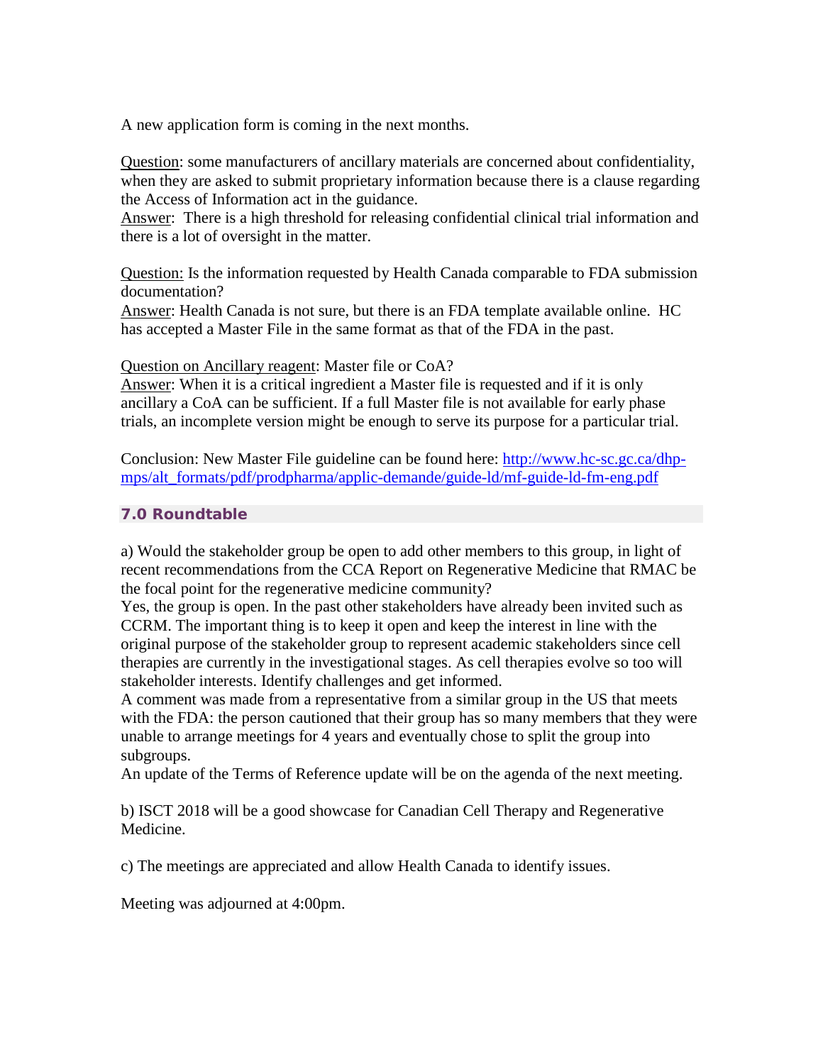A new application form is coming in the next months.

Question: some manufacturers of ancillary materials are concerned about confidentiality, when they are asked to submit proprietary information because there is a clause regarding the Access of Information act in the guidance.
Answer: There is a high threshold for releasing confidential clinical trial information and there is a lot of oversight in the matter.

Question: Is the information requested by Health Canada comparable to FDA submission documentation?
Answer: Health Canada is not sure, but there is an FDA template available online. HC has accepted a Master File in the same format as that of the FDA in the past.

Question on Ancillary reagent: Master file or CoA?
Answer: When it is a critical ingredient a Master file is requested and if it is only ancillary a CoA can be sufficient. If a full Master file is not available for early phase trials, an incomplete version might be enough to serve its purpose for a particular trial.

Conclusion: New Master File guideline can be found here: [http://www.hc-sc.gc.ca/dhp-mps/alt_formats/pdf/prodpharma/applic-demande/guide-ld/mf-guide-ld-fm-eng.pdf](http://www.hc-sc.gc.ca/dhp-mps/alt_formats/pdf/prodpharma/applic-demande/guide-ld/mf-guide-ld-fm-eng.pdf)

## 7.0 Roundtable

a) Would the stakeholder group be open to add other members to this group, in light of recent recommendations from the CCA Report on Regenerative Medicine that RMAC be the focal point for the regenerative medicine community?
Yes, the group is open. In the past other stakeholders have already been invited such as CCRM. The important thing is to keep it open and keep the interest in line with the original purpose of the stakeholder group to represent academic stakeholders since cell therapies are currently in the investigational stages. As cell therapies evolve so too will stakeholder interests. Identify challenges and get informed.
A comment was made from a representative from a similar group in the US that meets with the FDA: the person cautioned that their group has so many members that they were unable to arrange meetings for 4 years and eventually chose to split the group into subgroups.
An update of the Terms of Reference update will be on the agenda of the next meeting.

b) ISCT 2018 will be a good showcase for Canadian Cell Therapy and Regenerative Medicine.

c) The meetings are appreciated and allow Health Canada to identify issues.

Meeting was adjourned at 4:00pm.